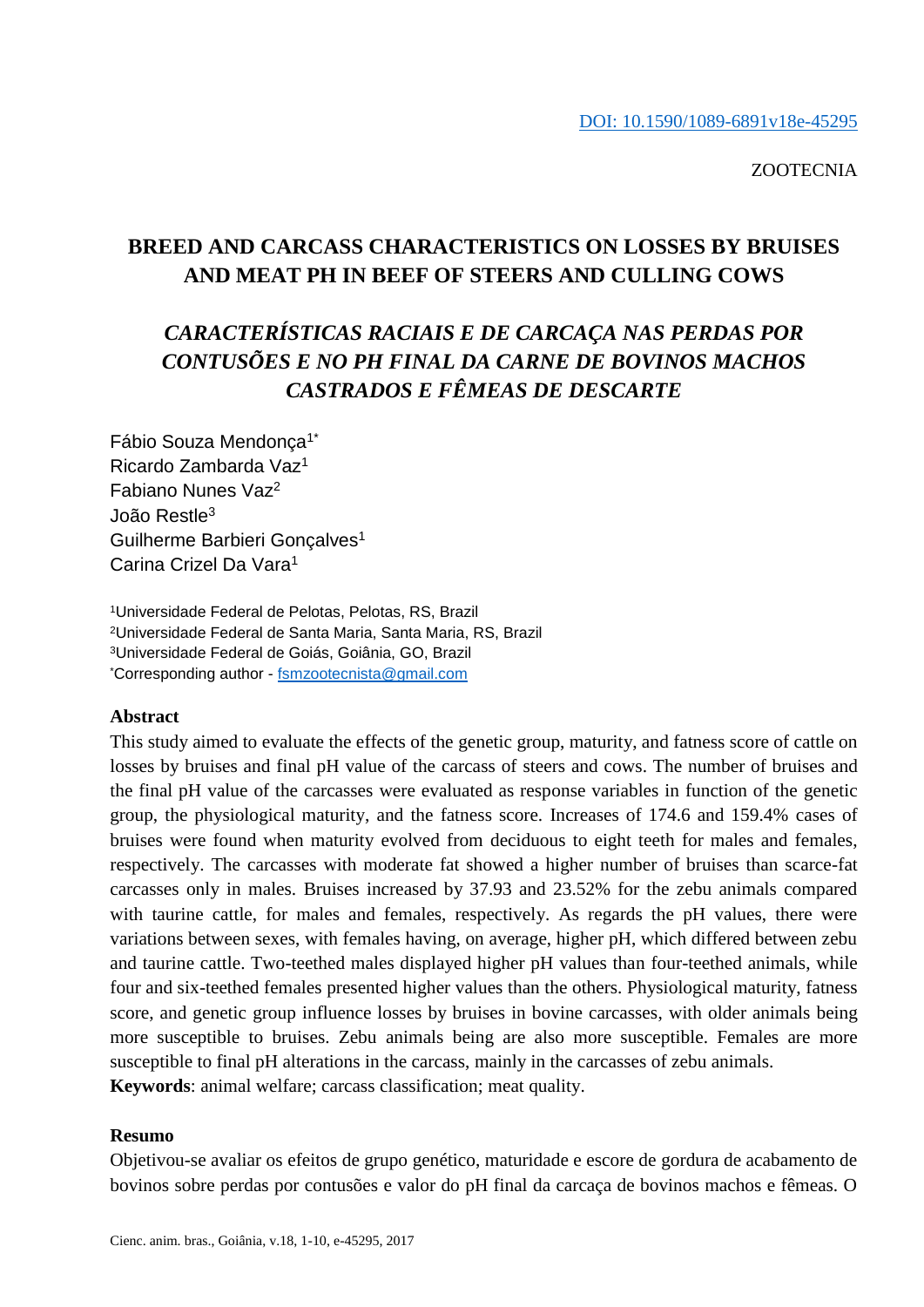DOI: 10.1590/1089-6891v18e-45295

ZOOTECNIA

# BREED AND CARCASS CHARACTERISTICS ON LOSSES BY BRUISES AND MEAT PH IN BEEF OF STEERS AND CULLING COWS

## *CARACTERÍSTICAS RACIAIS E DE CARCAÇA NAS PERDAS POR CONTUSÕES E NO PH FINAL DA CARNE DE BOVINOS MACHOS CASTRADOS E FÊMEAS DE DESCARTE*

Fábio Souza Mendonça[1*]
Ricardo Zambarda Vaz[1]
Fabiano Nunes Vaz[2]
João Restle[3]
Guilherme Barbieri Gonçalves[1]
Carina Crizel Da Vara[1]

[1]Universidade Federal de Pelotas, Pelotas, RS, Brazil
[2]Universidade Federal de Santa Maria, Santa Maria, RS, Brazil
[3]Universidade Federal de Goiás, Goiânia, GO, Brazil
[*]Corresponding author - fsmzootecnista@gmail.com

**Abstract**

This study aimed to evaluate the effects of the genetic group, maturity, and fatness score of cattle on losses by bruises and final pH value of the carcass of steers and cows. The number of bruises and the final pH value of the carcasses were evaluated as response variables in function of the genetic group, the physiological maturity, and the fatness score. Increases of 174.6 and 159.4% cases of bruises were found when maturity evolved from deciduous to eight teeth for males and females, respectively. The carcasses with moderate fat showed a higher number of bruises than scarce-fat carcasses only in males. Bruises increased by 37.93 and 23.52% for the zebu animals compared with taurine cattle, for males and females, respectively. As regards the pH values, there were variations between sexes, with females having, on average, higher pH, which differed between zebu and taurine cattle. Two-teethed males displayed higher pH values than four-teethed animals, while four and six-teethed females presented higher values than the others. Physiological maturity, fatness score, and genetic group influence losses by bruises in bovine carcasses, with older animals being more susceptible to bruises. Zebu animals being are also more susceptible. Females are more susceptible to final pH alterations in the carcass, mainly in the carcasses of zebu animals.

**Keywords**: animal welfare; carcass classification; meat quality.

**Resumo**

Objetivou-se avaliar os efeitos de grupo genético, maturidade e escore de gordura de acabamento de bovinos sobre perdas por contusões e valor do pH final da carcaça de bovinos machos e fêmeas. O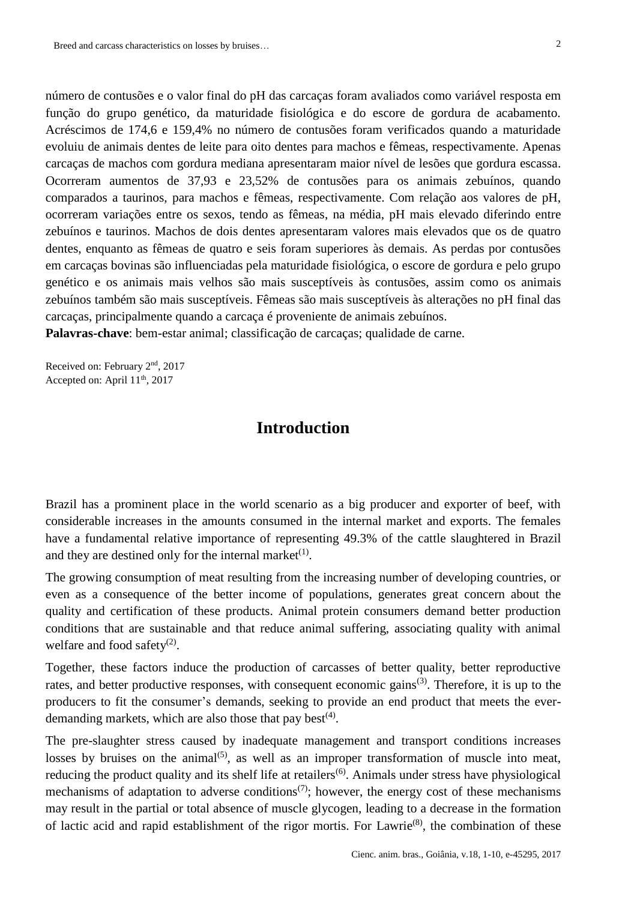número de contusões e o valor final do pH das carcaças foram avaliados como variável resposta em função do grupo genético, da maturidade fisiológica e do escore de gordura de acabamento. Acréscimos de 174,6 e 159,4% no número de contusões foram verificados quando a maturidade evoluiu de animais dentes de leite para oito dentes para machos e fêmeas, respectivamente. Apenas carcaças de machos com gordura mediana apresentaram maior nível de lesões que gordura escassa. Ocorreram aumentos de 37,93 e 23,52% de contusões para os animais zebuínos, quando comparados a taurinos, para machos e fêmeas, respectivamente. Com relação aos valores de pH, ocorreram variações entre os sexos, tendo as fêmeas, na média, pH mais elevado diferindo entre zebuínos e taurinos. Machos de dois dentes apresentaram valores mais elevados que os de quatro dentes, enquanto as fêmeas de quatro e seis foram superiores às demais. As perdas por contusões em carcaças bovinas são influenciadas pela maturidade fisiológica, o escore de gordura e pelo grupo genético e os animais mais velhos são mais susceptíveis às contusões, assim como os animais zebuínos também são mais susceptíveis. Fêmeas são mais susceptíveis às alterações no pH final das carcaças, principalmente quando a carcaça é proveniente de animais zebuínos.

**Palavras-chave**: bem-estar animal; classificação de carcaças; qualidade de carne.

Received on: February 2nd, 2017
Accepted on: April 11th, 2017

## Introduction

Brazil has a prominent place in the world scenario as a big producer and exporter of beef, with considerable increases in the amounts consumed in the internal market and exports. The females have a fundamental relative importance of representing 49.3% of the cattle slaughtered in Brazil and they are destined only for the internal market[1].

The growing consumption of meat resulting from the increasing number of developing countries, or even as a consequence of the better income of populations, generates great concern about the quality and certification of these products. Animal protein consumers demand better production conditions that are sustainable and that reduce animal suffering, associating quality with animal welfare and food safety[2].

Together, these factors induce the production of carcasses of better quality, better reproductive rates, and better productive responses, with consequent economic gains[3]. Therefore, it is up to the producers to fit the consumer's demands, seeking to provide an end product that meets the ever-demanding markets, which are also those that pay best[4].

The pre-slaughter stress caused by inadequate management and transport conditions increases losses by bruises on the animal[5], as well as an improper transformation of muscle into meat, reducing the product quality and its shelf life at retailers[6]. Animals under stress have physiological mechanisms of adaptation to adverse conditions[7]; however, the energy cost of these mechanisms may result in the partial or total absence of muscle glycogen, leading to a decrease in the formation of lactic acid and rapid establishment of the rigor mortis. For Lawrie[8], the combination of these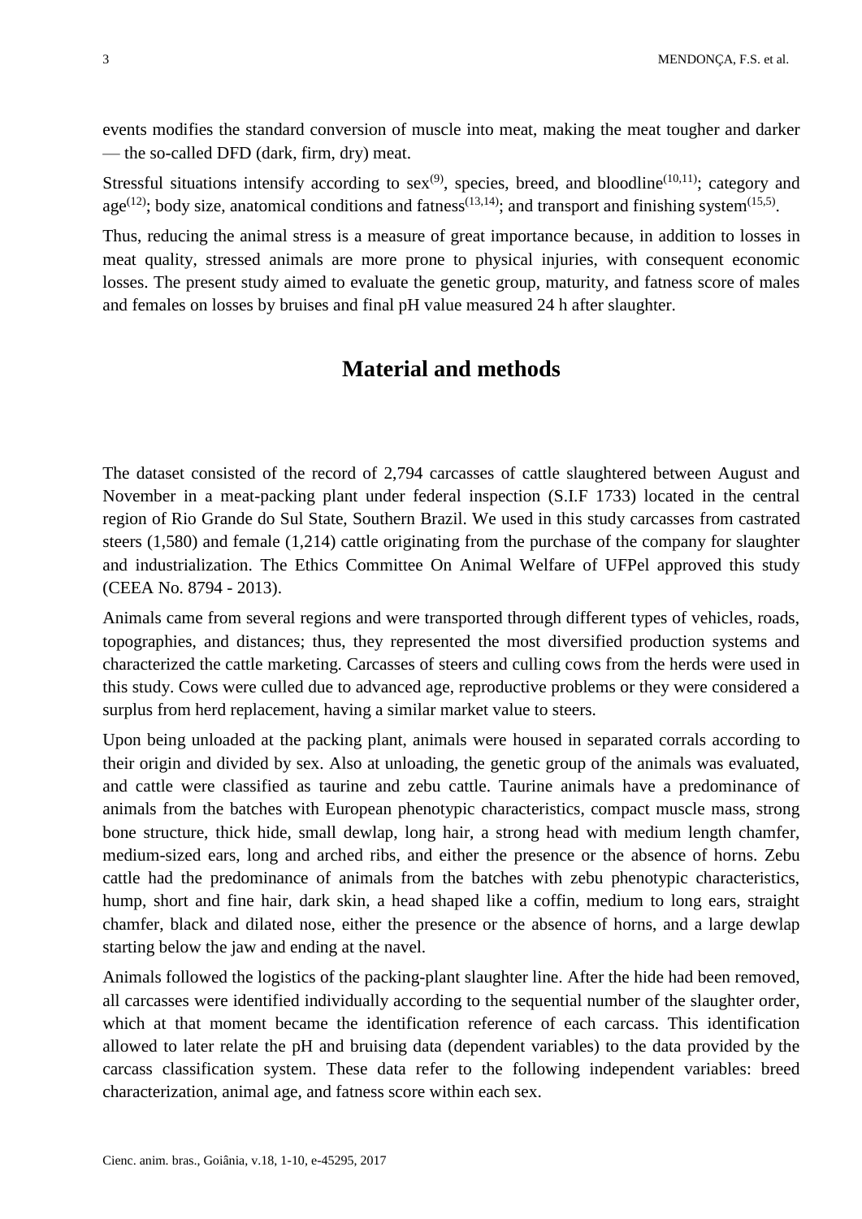events modifies the standard conversion of muscle into meat, making the meat tougher and darker — the so-called DFD (dark, firm, dry) meat.

Stressful situations intensify according to sex[9], species, breed, and bloodline[10,11]; category and age[12]; body size, anatomical conditions and fatness[13,14]; and transport and finishing system[15,5].

Thus, reducing the animal stress is a measure of great importance because, in addition to losses in meat quality, stressed animals are more prone to physical injuries, with consequent economic losses. The present study aimed to evaluate the genetic group, maturity, and fatness score of males and females on losses by bruises and final pH value measured 24 h after slaughter.

## Material and methods

The dataset consisted of the record of 2,794 carcasses of cattle slaughtered between August and November in a meat-packing plant under federal inspection (S.I.F 1733) located in the central region of Rio Grande do Sul State, Southern Brazil. We used in this study carcasses from castrated steers (1,580) and female (1,214) cattle originating from the purchase of the company for slaughter and industrialization. The Ethics Committee On Animal Welfare of UFPel approved this study (CEEA No. 8794 - 2013).

Animals came from several regions and were transported through different types of vehicles, roads, topographies, and distances; thus, they represented the most diversified production systems and characterized the cattle marketing. Carcasses of steers and culling cows from the herds were used in this study. Cows were culled due to advanced age, reproductive problems or they were considered a surplus from herd replacement, having a similar market value to steers.

Upon being unloaded at the packing plant, animals were housed in separated corrals according to their origin and divided by sex. Also at unloading, the genetic group of the animals was evaluated, and cattle were classified as taurine and zebu cattle. Taurine animals have a predominance of animals from the batches with European phenotypic characteristics, compact muscle mass, strong bone structure, thick hide, small dewlap, long hair, a strong head with medium length chamfer, medium-sized ears, long and arched ribs, and either the presence or the absence of horns. Zebu cattle had the predominance of animals from the batches with zebu phenotypic characteristics, hump, short and fine hair, dark skin, a head shaped like a coffin, medium to long ears, straight chamfer, black and dilated nose, either the presence or the absence of horns, and a large dewlap starting below the jaw and ending at the navel.

Animals followed the logistics of the packing-plant slaughter line. After the hide had been removed, all carcasses were identified individually according to the sequential number of the slaughter order, which at that moment became the identification reference of each carcass. This identification allowed to later relate the pH and bruising data (dependent variables) to the data provided by the carcass classification system. These data refer to the following independent variables: breed characterization, animal age, and fatness score within each sex.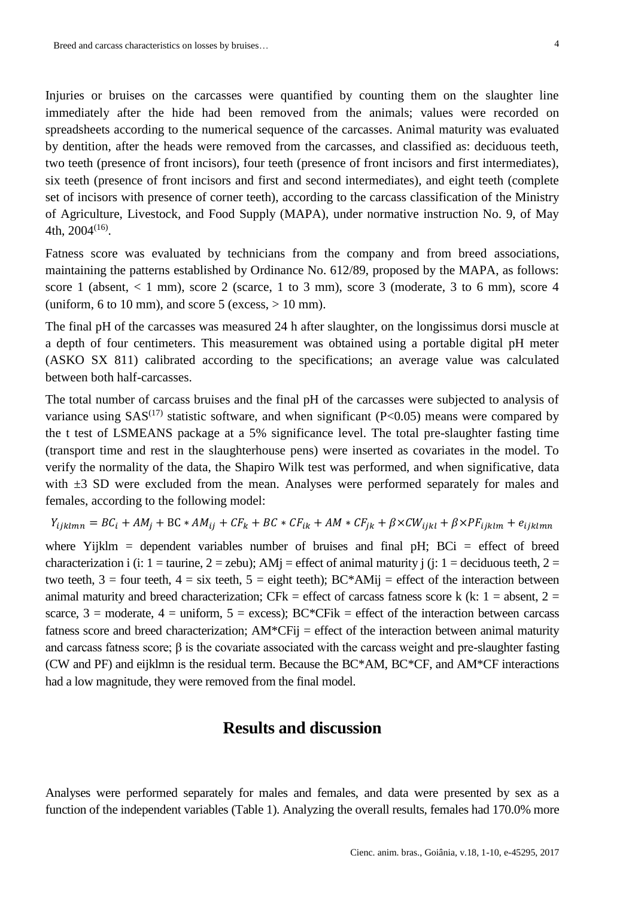Injuries or bruises on the carcasses were quantified by counting them on the slaughter line immediately after the hide had been removed from the animals; values were recorded on spreadsheets according to the numerical sequence of the carcasses. Animal maturity was evaluated by dentition, after the heads were removed from the carcasses, and classified as: deciduous teeth, two teeth (presence of front incisors), four teeth (presence of front incisors and first intermediates), six teeth (presence of front incisors and first and second intermediates), and eight teeth (complete set of incisors with presence of corner teeth), according to the carcass classification of the Ministry of Agriculture, Livestock, and Food Supply (MAPA), under normative instruction No. 9, of May 4th, 2004[16].

Fatness score was evaluated by technicians from the company and from breed associations, maintaining the patterns established by Ordinance No. 612/89, proposed by the MAPA, as follows: score 1 (absent, < 1 mm), score 2 (scarce, 1 to 3 mm), score 3 (moderate, 3 to 6 mm), score 4 (uniform, 6 to 10 mm), and score 5 (excess, > 10 mm).

The final pH of the carcasses was measured 24 h after slaughter, on the longissimus dorsi muscle at a depth of four centimeters. This measurement was obtained using a portable digital pH meter (ASKO SX 811) calibrated according to the specifications; an average value was calculated between both half-carcasses.

The total number of carcass bruises and the final pH of the carcasses were subjected to analysis of variance using SAS[17] statistic software, and when significant ($P<0.05$) means were compared by the t test of LSMEANS package at a 5% significance level. The total pre-slaughter fasting time (transport time and rest in the slaughterhouse pens) were inserted as covariates in the model. To verify the normality of the data, the Shapiro Wilk test was performed, and when significative, data with ±3 SD were excluded from the mean. Analyses were performed separately for males and females, according to the following model:

$$Y_{ijklmn} = BC_i + AM_j + BC * AM_{ij} + CF_k + BC * CF_{ik} + AM * CF_{jk} + \beta \times CW_{ijkl} + \beta \times PF_{ijklm} + e_{ijklmn}$$

where Yijklm = dependent variables number of bruises and final pH; BCi = effect of breed characterization i (i: 1 = taurine, 2 = zebu); AMj = effect of animal maturity j (j: 1 = deciduous teeth, 2 = two teeth, 3 = four teeth, 4 = six teeth, 5 = eight teeth); BC*AMij = effect of the interaction between animal maturity and breed characterization; CFk = effect of carcass fatness score k (k: 1 = absent, 2 = scarce, 3 = moderate, 4 = uniform, 5 = excess); BC*CFik = effect of the interaction between carcass fatness score and breed characterization; AM*CFij = effect of the interaction between animal maturity and carcass fatness score; β is the covariate associated with the carcass weight and pre-slaughter fasting (CW and PF) and eijklmn is the residual term. Because the BC*AM, BC*CF, and AM*CF interactions had a low magnitude, they were removed from the final model.

## Results and discussion

Analyses were performed separately for males and females, and data were presented by sex as a function of the independent variables (Table 1). Analyzing the overall results, females had 170.0% more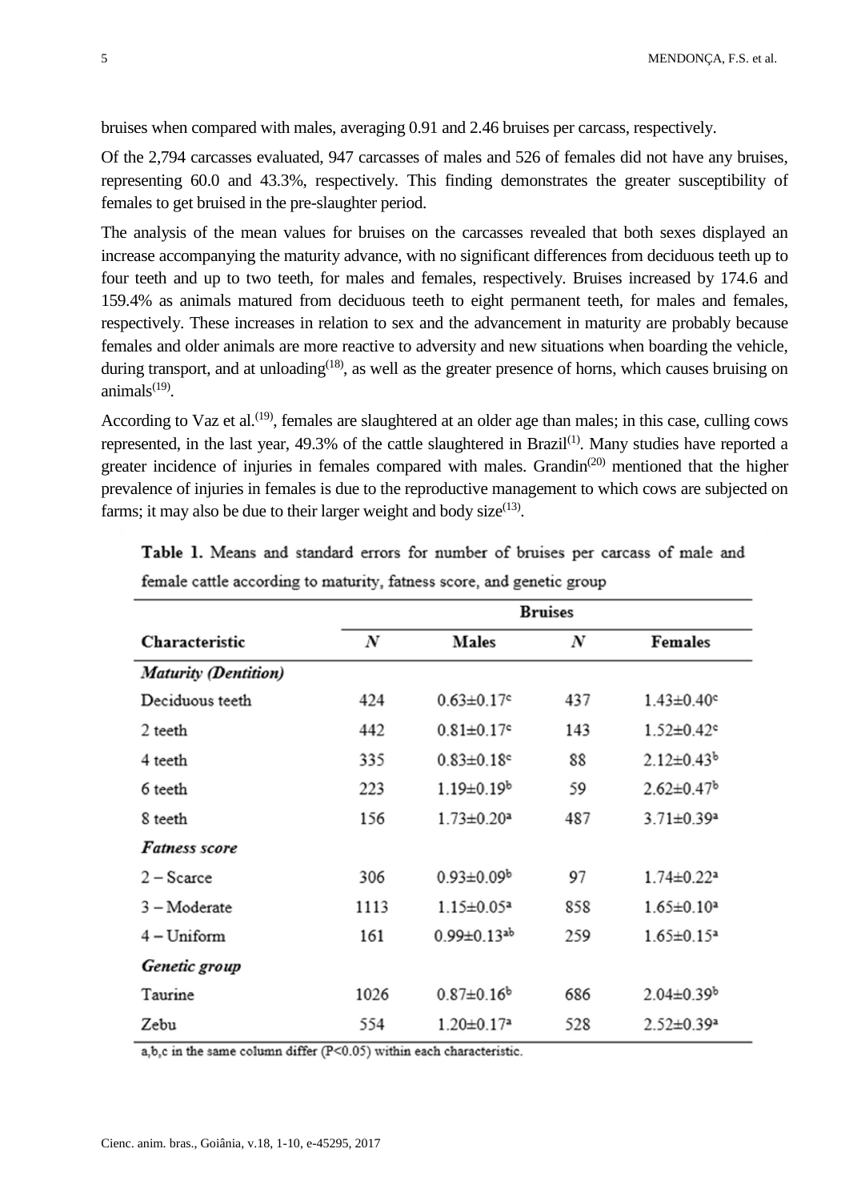bruises when compared with males, averaging 0.91 and 2.46 bruises per carcass, respectively.

Of the 2,794 carcasses evaluated, 947 carcasses of males and 526 of females did not have any bruises, representing 60.0 and 43.3%, respectively. This finding demonstrates the greater susceptibility of females to get bruised in the pre-slaughter period.

The analysis of the mean values for bruises on the carcasses revealed that both sexes displayed an increase accompanying the maturity advance, with no significant differences from deciduous teeth up to four teeth and up to two teeth, for males and females, respectively. Bruises increased by 174.6 and 159.4% as animals matured from deciduous teeth to eight permanent teeth, for males and females, respectively. These increases in relation to sex and the advancement in maturity are probably because females and older animals are more reactive to adversity and new situations when boarding the vehicle, during transport, and at unloading[18], as well as the greater presence of horns, which causes bruising on animals[19].

According to Vaz et al.[19], females are slaughtered at an older age than males; in this case, culling cows represented, in the last year, 49.3% of the cattle slaughtered in Brazil[1]. Many studies have reported a greater incidence of injuries in females compared with males. Grandin[20] mentioned that the higher prevalence of injuries in females is due to the reproductive management to which cows are subjected on farms; it may also be due to their larger weight and body size[13].

**Table 1.** Means and standard errors for number of bruises per carcass of male and female cattle according to maturity, fatness score, and genetic group

| Characteristic | Bruises | | | |
|---|---|---|---|---|
| | *N* | Males | *N* | Females |
| ***Maturity (Dentition)*** | | | | |
| Deciduous teeth | 424 | 0.63±0.17[c] | 437 | 1.43±0.40[c] |
| 2 teeth | 442 | 0.81±0.17[c] | 143 | 1.52±0.42[c] |
| 4 teeth | 335 | 0.83±0.18[c] | 88 | 2.12±0.43[b] |
| 6 teeth | 223 | 1.19±0.19[b] | 59 | 2.62±0.47[b] |
| 8 teeth | 156 | 1.73±0.20[a] | 487 | 3.71±0.39[a] |
| ***Fatness score*** | | | | |
| 2 – Scarce | 306 | 0.93±0.09[b] | 97 | 1.74±0.22[a] |
| 3 – Moderate | 1113 | 1.15±0.05[a] | 858 | 1.65±0.10[a] |
| 4 – Uniform | 161 | 0.99±0.13[ab] | 259 | 1.65±0.15[a] |
| ***Genetic group*** | | | | |
| Taurine | 1026 | 0.87±0.16[b] | 686 | 2.04±0.39[b] |
| Zebu | 554 | 1.20±0.17[a] | 528 | 2.52±0.39[a] |

a,b,c in the same column differ ($P<0.05$) within each characteristic.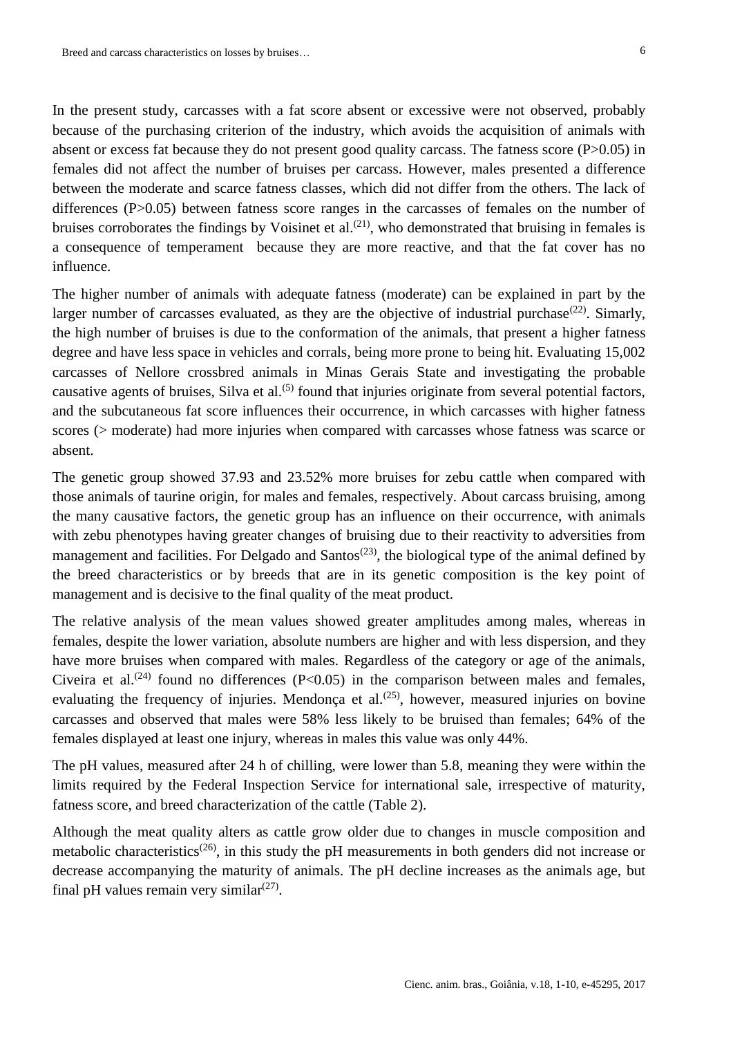In the present study, carcasses with a fat score absent or excessive were not observed, probably because of the purchasing criterion of the industry, which avoids the acquisition of animals with absent or excess fat because they do not present good quality carcass. The fatness score ($P>0.05$) in females did not affect the number of bruises per carcass. However, males presented a difference between the moderate and scarce fatness classes, which did not differ from the others. The lack of differences ($P>0.05$) between fatness score ranges in the carcasses of females on the number of bruises corroborates the findings by Voisinet et al.[21], who demonstrated that bruising in females is a consequence of temperament because they are more reactive, and that the fat cover has no influence.

The higher number of animals with adequate fatness (moderate) can be explained in part by the larger number of carcasses evaluated, as they are the objective of industrial purchase[22]. Simarly, the high number of bruises is due to the conformation of the animals, that present a higher fatness degree and have less space in vehicles and corrals, being more prone to being hit. Evaluating 15,002 carcasses of Nellore crossbred animals in Minas Gerais State and investigating the probable causative agents of bruises, Silva et al.[5] found that injuries originate from several potential factors, and the subcutaneous fat score influences their occurrence, in which carcasses with higher fatness scores (> moderate) had more injuries when compared with carcasses whose fatness was scarce or absent.

The genetic group showed 37.93 and 23.52% more bruises for zebu cattle when compared with those animals of taurine origin, for males and females, respectively. About carcass bruising, among the many causative factors, the genetic group has an influence on their occurrence, with animals with zebu phenotypes having greater changes of bruising due to their reactivity to adversities from management and facilities. For Delgado and Santos[23], the biological type of the animal defined by the breed characteristics or by breeds that are in its genetic composition is the key point of management and is decisive to the final quality of the meat product.

The relative analysis of the mean values showed greater amplitudes among males, whereas in females, despite the lower variation, absolute numbers are higher and with less dispersion, and they have more bruises when compared with males. Regardless of the category or age of the animals, Civeira et al.[24] found no differences ($P<0.05$) in the comparison between males and females, evaluating the frequency of injuries. Mendonça et al.[25], however, measured injuries on bovine carcasses and observed that males were 58% less likely to be bruised than females; 64% of the females displayed at least one injury, whereas in males this value was only 44%.

The pH values, measured after 24 h of chilling, were lower than 5.8, meaning they were within the limits required by the Federal Inspection Service for international sale, irrespective of maturity, fatness score, and breed characterization of the cattle (Table 2).

Although the meat quality alters as cattle grow older due to changes in muscle composition and metabolic characteristics[26], in this study the pH measurements in both genders did not increase or decrease accompanying the maturity of animals. The pH decline increases as the animals age, but final pH values remain very similar[27].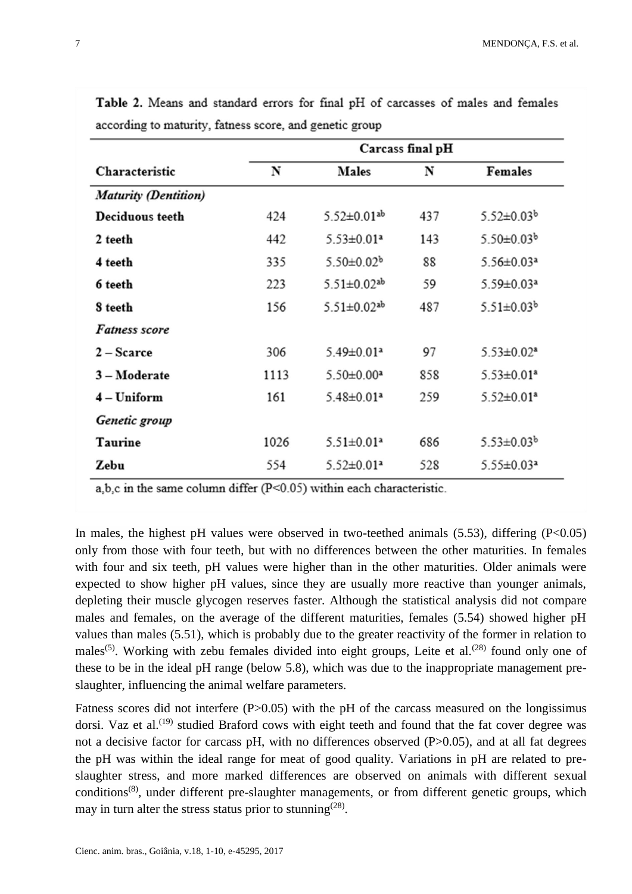**Table 2.** Means and standard errors for final pH of carcasses of males and females according to maturity, fatness score, and genetic group

| Characteristic | Carcass final pH | | | |
|---|---|---|---|---|
| | N | Males | N | Females |
| *Maturity (Dentition)* | | | | |
| **Deciduous teeth** | 424 | 5.52±0.01[ab] | 437 | 5.52±0.03[b] |
| **2 teeth** | 442 | 5.53±0.01[a] | 143 | 5.50±0.03[b] |
| **4 teeth** | 335 | 5.50±0.02[b] | 88 | 5.56±0.03[a] |
| **6 teeth** | 223 | 5.51±0.02[ab] | 59 | 5.59±0.03[a] |
| **8 teeth** | 156 | 5.51±0.02[ab] | 487 | 5.51±0.03[b] |
| *Fatness score* | | | | |
| **2 – Scarce** | 306 | 5.49±0.01[a] | 97 | 5.53±0.02[a] |
| **3 – Moderate** | 1113 | 5.50±0.00[a] | 858 | 5.53±0.01[a] |
| **4 – Uniform** | 161 | 5.48±0.01[a] | 259 | 5.52±0.01[a] |
| *Genetic group* | | | | |
| **Taurine** | 1026 | 5.51±0.01[a] | 686 | 5.53±0.03[b] |
| **Zebu** | 554 | 5.52±0.01[a] | 528 | 5.55±0.03[a] |

a,b,c in the same column differ ($P<0.05$) within each characteristic.

In males, the highest pH values were observed in two-teethed animals (5.53), differing ($P<0.05$) only from those with four teeth, but with no differences between the other maturities. In females with four and six teeth, pH values were higher than in the other maturities. Older animals were expected to show higher pH values, since they are usually more reactive than younger animals, depleting their muscle glycogen reserves faster. Although the statistical analysis did not compare males and females, on the average of the different maturities, females (5.54) showed higher pH values than males (5.51), which is probably due to the greater reactivity of the former in relation to males[5]. Working with zebu females divided into eight groups, Leite et al.[28] found only one of these to be in the ideal pH range (below 5.8), which was due to the inappropriate management pre-slaughter, influencing the animal welfare parameters.

Fatness scores did not interfere ($P>0.05$) with the pH of the carcass measured on the longissimus dorsi. Vaz et al.[19] studied Braford cows with eight teeth and found that the fat cover degree was not a decisive factor for carcass pH, with no differences observed ($P>0.05$), and at all fat degrees the pH was within the ideal range for meat of good quality. Variations in pH are related to pre-slaughter stress, and more marked differences are observed on animals with different sexual conditions[8], under different pre-slaughter managements, or from different genetic groups, which may in turn alter the stress status prior to stunning[28].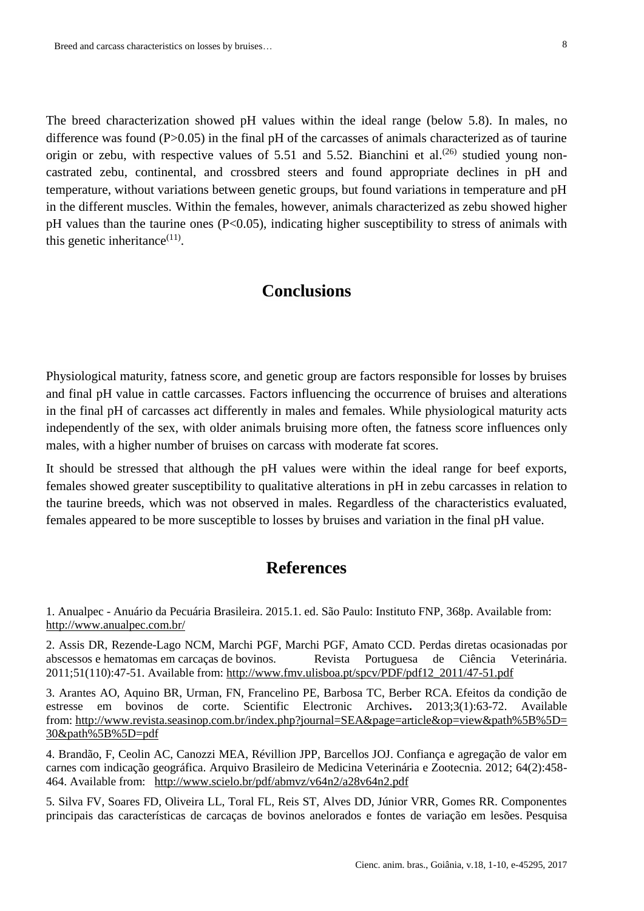The breed characterization showed pH values within the ideal range (below 5.8). In males, no difference was found ($P>0.05$) in the final pH of the carcasses of animals characterized as of taurine origin or zebu, with respective values of 5.51 and 5.52. Bianchini et al.[26] studied young non-castrated zebu, continental, and crossbred steers and found appropriate declines in pH and temperature, without variations between genetic groups, but found variations in temperature and pH in the different muscles. Within the females, however, animals characterized as zebu showed higher pH values than the taurine ones ($P<0.05$), indicating higher susceptibility to stress of animals with this genetic inheritance[11].

## Conclusions

Physiological maturity, fatness score, and genetic group are factors responsible for losses by bruises and final pH value in cattle carcasses. Factors influencing the occurrence of bruises and alterations in the final pH of carcasses act differently in males and females. While physiological maturity acts independently of the sex, with older animals bruising more often, the fatness score influences only males, with a higher number of bruises on carcass with moderate fat scores.

It should be stressed that although the pH values were within the ideal range for beef exports, females showed greater susceptibility to qualitative alterations in pH in zebu carcasses in relation to the taurine breeds, which was not observed in males. Regardless of the characteristics evaluated, females appeared to be more susceptible to losses by bruises and variation in the final pH value.

## References

1. Anualpec - Anuário da Pecuária Brasileira. 2015.1. ed. São Paulo: Instituto FNP, 368p. Available from: http://www.anualpec.com.br/

2. Assis DR, Rezende-Lago NCM, Marchi PGF, Marchi PGF, Amato CCD. Perdas diretas ocasionadas por abscessos e hematomas em carcaças de bovinos. Revista Portuguesa de Ciência Veterinária. 2011;51(110):47-51. Available from: http://www.fmv.ulisboa.pt/spcv/PDF/pdf12_2011/47-51.pdf

3. Arantes AO, Aquino BR, Urman, FN, Francelino PE, Barbosa TC, Berber RCA. Efeitos da condição de estresse em bovinos de corte. Scientific Electronic Archives**.** 2013;3(1):63-72. Available from: http://www.revista.seasinop.com.br/index.php?journal=SEA&page=article&op=view&path%5B%5D=30&path%5B%5D=pdf

4. Brandão, F, Ceolin AC, Canozzi MEA, Révillion JPP, Barcellos JOJ. Confiança e agregação de valor em carnes com indicação geográfica. Arquivo Brasileiro de Medicina Veterinária e Zootecnia. 2012; 64(2):458-464. Available from: http://www.scielo.br/pdf/abmvz/v64n2/a28v64n2.pdf

5. Silva FV, Soares FD, Oliveira LL, Toral FL, Reis ST, Alves DD, Júnior VRR, Gomes RR. Componentes principais das características de carcaças de bovinos anelorados e fontes de variação em lesões. Pesquisa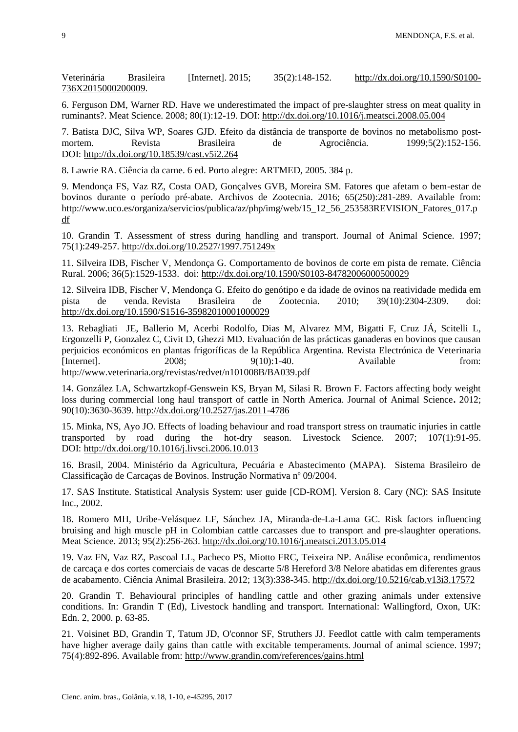Veterinária Brasileira [Internet]. 2015; 35(2):148-152. http://dx.doi.org/10.1590/S0100-736X2015000200009.

6. Ferguson DM, Warner RD. Have we underestimated the impact of pre-slaughter stress on meat quality in ruminants?. Meat Science. 2008; 80(1):12-19. DOI: http://dx.doi.org/10.1016/j.meatsci.2008.05.004

7. Batista DJC, Silva WP, Soares GJD. Efeito da distância de transporte de bovinos no metabolismo post-mortem. Revista Brasileira de Agrociência. 1999;5(2):152-156. DOI: http://dx.doi.org/10.18539/cast.v5i2.264

8. Lawrie RA. Ciência da carne. 6 ed. Porto alegre: ARTMED, 2005. 384 p.

9. Mendonça FS, Vaz RZ, Costa OAD, Gonçalves GVB, Moreira SM. Fatores que afetam o bem-estar de bovinos durante o período pré-abate. Archivos de Zootecnia. 2016; 65(250):281-289. Available from: http://www.uco.es/organiza/servicios/publica/az/php/img/web/15_12_56_253583REVISION_Fatores_017.pdf

10. Grandin T. Assessment of stress during handling and transport. Journal of Animal Science. 1997; 75(1):249-257. http://dx.doi.org/10.2527/1997.751249x

11. Silveira IDB, Fischer V, Mendonça G. Comportamento de bovinos de corte em pista de remate. Ciência Rural. 2006; 36(5):1529-1533. doi: http://dx.doi.org/10.1590/S0103-84782006000500029

12. Silveira IDB, Fischer V, Mendonça G. Efeito do genótipo e da idade de ovinos na reatividade medida em pista de venda. Revista Brasileira de Zootecnia. 2010; 39(10):2304-2309. doi: http://dx.doi.org/10.1590/S1516-35982010001000029

13. Rebagliati JE, Ballerio M, Acerbi Rodolfo, Dias M, Alvarez MM, Bigatti F, Cruz JÁ, Scitelli L, Ergonzelli P, Gonzalez C, Civit D, Ghezzi MD. Evaluación de las prácticas ganaderas en bovinos que causan perjuicios económicos en plantas frigoríficas de la República Argentina. Revista Electrónica de Veterinaria [Internet]. 2008; 9(10):1-40. Available from: http://www.veterinaria.org/revistas/redvet/n101008B/BA039.pdf

14. González LA, Schwartzkopf-Genswein KS, Bryan M, Silasi R. Brown F. Factors affecting body weight loss during commercial long haul transport of cattle in North America. Journal of Animal Science**.** 2012; 90(10):3630-3639. http://dx.doi.org/10.2527/jas.2011-4786

15. Minka, NS, Ayo JO. Effects of loading behaviour and road transport stress on traumatic injuries in cattle transported by road during the hot-dry season. Livestock Science. 2007; 107(1):91-95. DOI: http://dx.doi.org/10.1016/j.livsci.2006.10.013

16. Brasil, 2004. Ministério da Agricultura, Pecuária e Abastecimento (MAPA). Sistema Brasileiro de Classificação de Carcaças de Bovinos. Instrução Normativa nº 09/2004.

17. SAS Institute. Statistical Analysis System: user guide [CD-ROM]. Version 8. Cary (NC): SAS Insitute Inc., 2002.

18. Romero MH, Uribe-Velásquez LF, Sánchez JA, Miranda-de-La-Lama GC. Risk factors influencing bruising and high muscle pH in Colombian cattle carcasses due to transport and pre-slaughter operations. Meat Science. 2013; 95(2):256-263. http://dx.doi.org/10.1016/j.meatsci.2013.05.014

19. Vaz FN, Vaz RZ, Pascoal LL, Pacheco PS, Miotto FRC, Teixeira NP. Análise econômica, rendimentos de carcaça e dos cortes comerciais de vacas de descarte 5/8 Hereford 3/8 Nelore abatidas em diferentes graus de acabamento. Ciência Animal Brasileira. 2012; 13(3):338-345. http://dx.doi.org/10.5216/cab.v13i3.17572

20. Grandin T. Behavioural principles of handling cattle and other grazing animals under extensive conditions. In: Grandin T (Ed), Livestock handling and transport. International: Wallingford, Oxon, UK: Edn. 2, 2000. p. 63-85.

21. Voisinet BD, Grandin T, Tatum JD, O'connor SF, Struthers JJ. Feedlot cattle with calm temperaments have higher average daily gains than cattle with excitable temperaments. Journal of animal science. 1997; 75(4):892-896. Available from: http://www.grandin.com/references/gains.html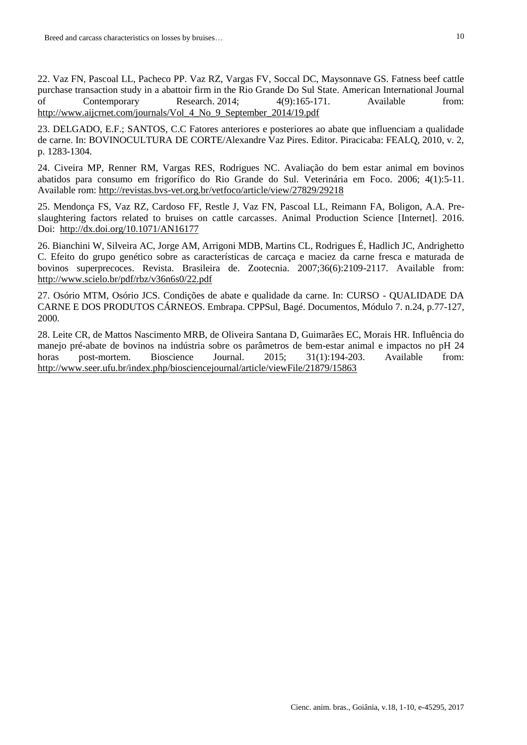22. Vaz FN, Pascoal LL, Pacheco PP. Vaz RZ, Vargas FV, Soccal DC, Maysonnave GS. Fatness beef cattle purchase transaction study in a abattoir firm in the Rio Grande Do Sul State. American International Journal of Contemporary Research. 2014; 4(9):165-171. Available from: http://www.aijcrnet.com/journals/Vol_4_No_9_September_2014/19.pdf

23. DELGADO, E.F.; SANTOS, C.C Fatores anteriores e posteriores ao abate que influenciam a qualidade de carne. In: BOVINOCULTURA DE CORTE/Alexandre Vaz Pires. Editor. Piracicaba: FEALQ, 2010, v. 2, p. 1283-1304.

24. Civeira MP, Renner RM, Vargas RES, Rodrigues NC. Avaliação do bem estar animal em bovinos abatidos para consumo em frigorífico do Rio Grande do Sul. Veterinária em Foco. 2006; 4(1):5-11. Available rom: http://revistas.bvs-vet.org.br/vetfoco/article/view/27829/29218

25. Mendonça FS, Vaz RZ, Cardoso FF, Restle J, Vaz FN, Pascoal LL, Reimann FA, Boligon, A.A. Pre-slaughtering factors related to bruises on cattle carcasses. Animal Production Science [Internet]. 2016. Doi: http://dx.doi.org/10.1071/AN16177

26. Bianchini W, Silveira AC, Jorge AM, Arrigoni MDB, Martins CL, Rodrigues É, Hadlich JC, Andrighetto C. Efeito do grupo genético sobre as características de carcaça e maciez da carne fresca e maturada de bovinos superprecoces. Revista. Brasileira de. Zootecnia. 2007;36(6):2109-2117. Available from: http://www.scielo.br/pdf/rbz/v36n6s0/22.pdf

27. Osório MTM, Osório JCS. Condições de abate e qualidade da carne. In: CURSO - QUALIDADE DA CARNE E DOS PRODUTOS CÁRNEOS. Embrapa. CPPSul, Bagé. Documentos, Módulo 7. n.24, p.77-127, 2000.

28. Leite CR, de Mattos Nascimento MRB, de Oliveira Santana D, Guimarães EC, Morais HR. Influência do manejo pré-abate de bovinos na indústria sobre os parâmetros de bem-estar animal e impactos no pH 24 horas post-mortem. Bioscience Journal. 2015; 31(1):194-203. Available from: http://www.seer.ufu.br/index.php/biosciencejournal/article/viewFile/21879/15863